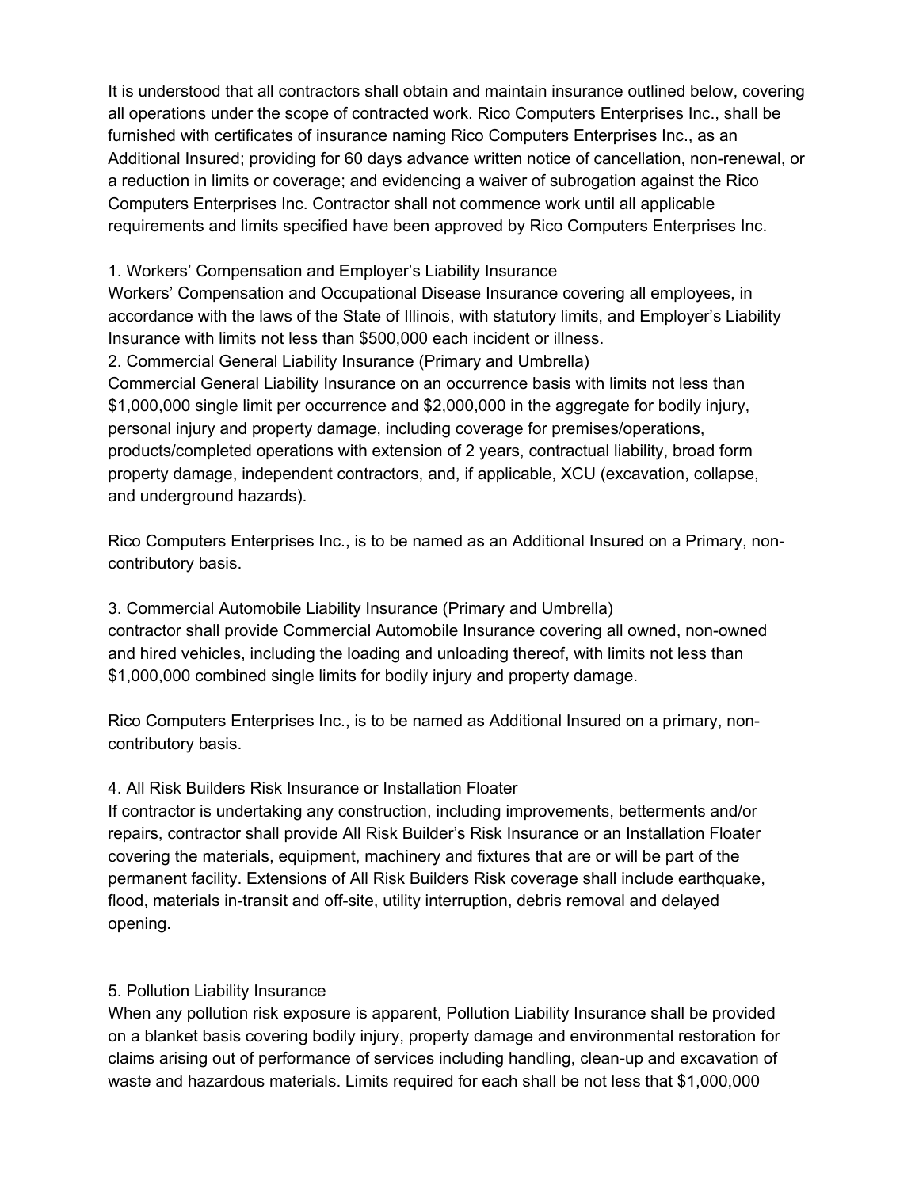It is understood that all contractors shall obtain and maintain insurance outlined below, covering all operations under the scope of contracted work. Rico Computers Enterprises Inc., shall be furnished with certificates of insurance naming Rico Computers Enterprises Inc., as an Additional Insured; providing for 60 days advance written notice of cancellation, non-renewal, or a reduction in limits or coverage; and evidencing a waiver of subrogation against the Rico Computers Enterprises Inc. Contractor shall not commence work until all applicable requirements and limits specified have been approved by Rico Computers Enterprises Inc.

1. Workers' Compensation and Employer's Liability Insurance

Workers' Compensation and Occupational Disease Insurance covering all employees, in accordance with the laws of the State of Illinois, with statutory limits, and Employer's Liability Insurance with limits not less than $500,000 each incident or illness.

2. Commercial General Liability Insurance (Primary and Umbrella)

Commercial General Liability Insurance on an occurrence basis with limits not less than $1,000,000 single limit per occurrence and $2,000,000 in the aggregate for bodily injury, personal injury and property damage, including coverage for premises/operations, products/completed operations with extension of 2 years, contractual liability, broad form property damage, independent contractors, and, if applicable, XCU (excavation, collapse, and underground hazards).

Rico Computers Enterprises Inc., is to be named as an Additional Insured on a Primary, non-contributory basis.

3. Commercial Automobile Liability Insurance (Primary and Umbrella)

contractor shall provide Commercial Automobile Insurance covering all owned, non-owned and hired vehicles, including the loading and unloading thereof, with limits not less than $1,000,000 combined single limits for bodily injury and property damage.

Rico Computers Enterprises Inc., is to be named as Additional Insured on a primary, non-contributory basis.

4. All Risk Builders Risk Insurance or Installation Floater

If contractor is undertaking any construction, including improvements, betterments and/or repairs, contractor shall provide All Risk Builder's Risk Insurance or an Installation Floater covering the materials, equipment, machinery and fixtures that are or will be part of the permanent facility. Extensions of All Risk Builders Risk coverage shall include earthquake, flood, materials in-transit and off-site, utility interruption, debris removal and delayed opening.

5. Pollution Liability Insurance

When any pollution risk exposure is apparent, Pollution Liability Insurance shall be provided on a blanket basis covering bodily injury, property damage and environmental restoration for claims arising out of performance of services including handling, clean-up and excavation of waste and hazardous materials. Limits required for each shall be not less that $1,000,000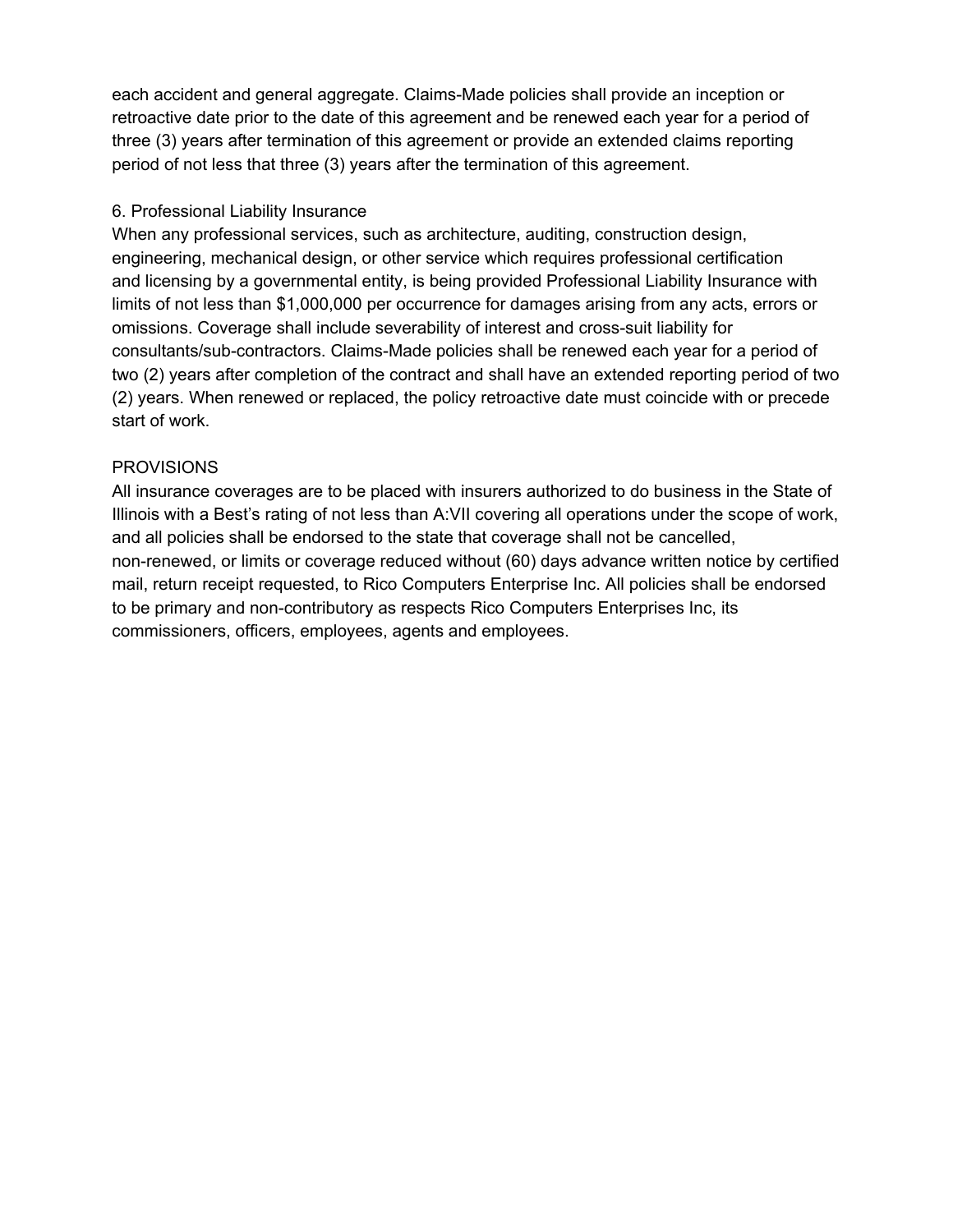each accident and general aggregate. Claims-Made policies shall provide an inception or retroactive date prior to the date of this agreement and be renewed each year for a period of three (3) years after termination of this agreement or provide an extended claims reporting period of not less that three (3) years after the termination of this agreement.

6. Professional Liability Insurance

When any professional services, such as architecture, auditing, construction design, engineering, mechanical design, or other service which requires professional certification and licensing by a governmental entity, is being provided Professional Liability Insurance with limits of not less than $1,000,000 per occurrence for damages arising from any acts, errors or omissions. Coverage shall include severability of interest and cross-suit liability for consultants/sub-contractors. Claims-Made policies shall be renewed each year for a period of two (2) years after completion of the contract and shall have an extended reporting period of two (2) years. When renewed or replaced, the policy retroactive date must coincide with or precede start of work.

PROVISIONS

All insurance coverages are to be placed with insurers authorized to do business in the State of Illinois with a Best's rating of not less than A:VII covering all operations under the scope of work, and all policies shall be endorsed to the state that coverage shall not be cancelled, non-renewed, or limits or coverage reduced without (60) days advance written notice by certified mail, return receipt requested, to Rico Computers Enterprise Inc. All policies shall be endorsed to be primary and non-contributory as respects Rico Computers Enterprises Inc, its commissioners, officers, employees, agents and employees.